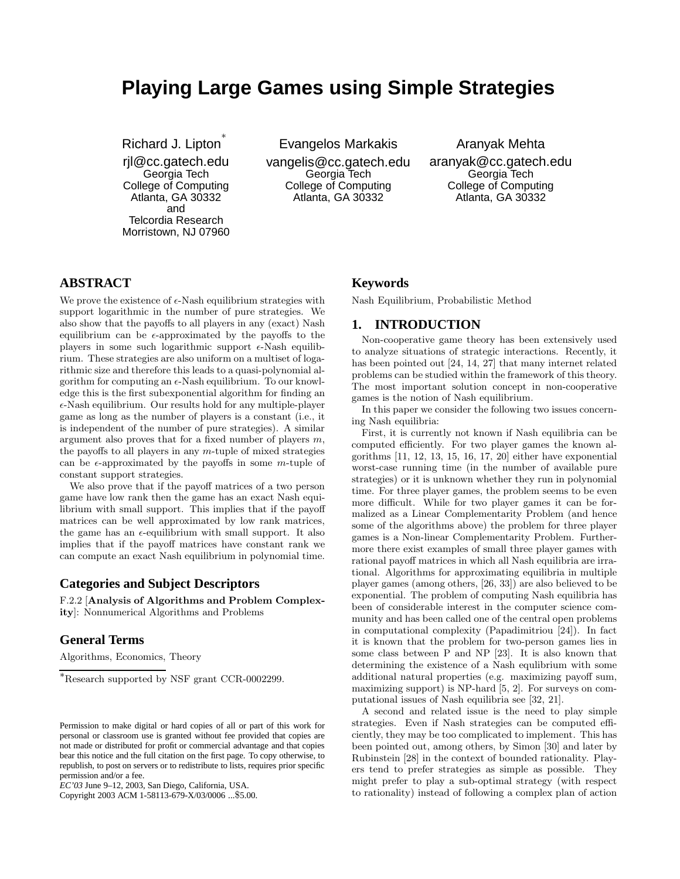# Playing Large Games using Simple Strategies

Richard J. Lipton[*]
rjl@cc.gatech.edu
Georgia Tech
College of Computing
Atlanta, GA 30332
and
Telcordia Research
Morristown, NJ 07960

Evangelos Markakis
vangelis@cc.gatech.edu
Georgia Tech
College of Computing
Atlanta, GA 30332

Aranyak Mehta
aranyak@cc.gatech.edu
Georgia Tech
College of Computing
Atlanta, GA 30332

## ABSTRACT

We prove the existence of $\epsilon$-Nash equilibrium strategies with support logarithmic in the number of pure strategies. We also show that the payoffs to all players in any (exact) Nash equilibrium can be $\epsilon$-approximated by the payoffs to the players in some such logarithmic support $\epsilon$-Nash equilibrium. These strategies are also uniform on a multiset of logarithmic size and therefore this leads to a quasi-polynomial algorithm for computing an $\epsilon$-Nash equilibrium. To our knowledge this is the first subexponential algorithm for finding an $\epsilon$-Nash equilibrium. Our results hold for any multiple-player game as long as the number of players is a constant (i.e., it is independent of the number of pure strategies). A similar argument also proves that for a fixed number of players $m$, the payoffs to all players in any $m$-tuple of mixed strategies can be $\epsilon$-approximated by the payoffs in some $m$-tuple of constant support strategies.

We also prove that if the payoff matrices of a two person game have low rank then the game has an exact Nash equilibrium with small support. This implies that if the payoff matrices can be well approximated by low rank matrices, the game has an $\epsilon$-equilibrium with small support. It also implies that if the payoff matrices have constant rank we can compute an exact Nash equilibrium in polynomial time.

## Categories and Subject Descriptors

F.2.2 [**Analysis of Algorithms and Problem Complexity**]: Nonnumerical Algorithms and Problems

## General Terms

Algorithms, Economics, Theory

[*]Research supported by NSF grant CCR-0002299.

Permission to make digital or hard copies of all or part of this work for personal or classroom use is granted without fee provided that copies are not made or distributed for profit or commercial advantage and that copies bear this notice and the full citation on the first page. To copy otherwise, to republish, to post on servers or to redistribute to lists, requires prior specific permission and/or a fee.
*EC'03* June 9–12, 2003, San Diego, California, USA.
Copyright 2003 ACM 1-58113-679-X/03/0006 ...$5.00.

## Keywords

Nash Equilibrium, Probabilistic Method

## 1. INTRODUCTION

Non-cooperative game theory has been extensively used to analyze situations of strategic interactions. Recently, it has been pointed out [24, 14, 27] that many internet related problems can be studied within the framework of this theory. The most important solution concept in non-cooperative games is the notion of Nash equilibrium.

In this paper we consider the following two issues concerning Nash equilibria:

First, it is currently not known if Nash equilibria can be computed efficiently. For two player games the known algorithms [11, 12, 13, 15, 16, 17, 20] either have exponential worst-case running time (in the number of available pure strategies) or it is unknown whether they run in polynomial time. For three player games, the problem seems to be even more difficult. While for two player games it can be formalized as a Linear Complementarity Problem (and hence some of the algorithms above) the problem for three player games is a Non-linear Complementarity Problem. Furthermore there exist examples of small three player games with rational payoff matrices in which all Nash equilibria are irrational. Algorithms for approximating equilibria in multiple player games (among others, [26, 33]) are also believed to be exponential. The problem of computing Nash equilibria has been of considerable interest in the computer science community and has been called one of the central open problems in computational complexity (Papadimitriou [24]). In fact it is known that the problem for two-person games lies in some class between P and NP [23]. It is also known that determining the existence of a Nash equlibrium with some additional natural properties (e.g. maximizing payoff sum, maximizing support) is NP-hard [5, 2]. For surveys on computational issues of Nash equilibria see [32, 21].

A second and related issue is the need to play simple strategies. Even if Nash strategies can be computed efficiently, they may be too complicated to implement. This has been pointed out, among others, by Simon [30] and later by Rubinstein [28] in the context of bounded rationality. Players tend to prefer strategies as simple as possible. They might prefer to play a sub-optimal strategy (with respect to rationality) instead of following a complex plan of action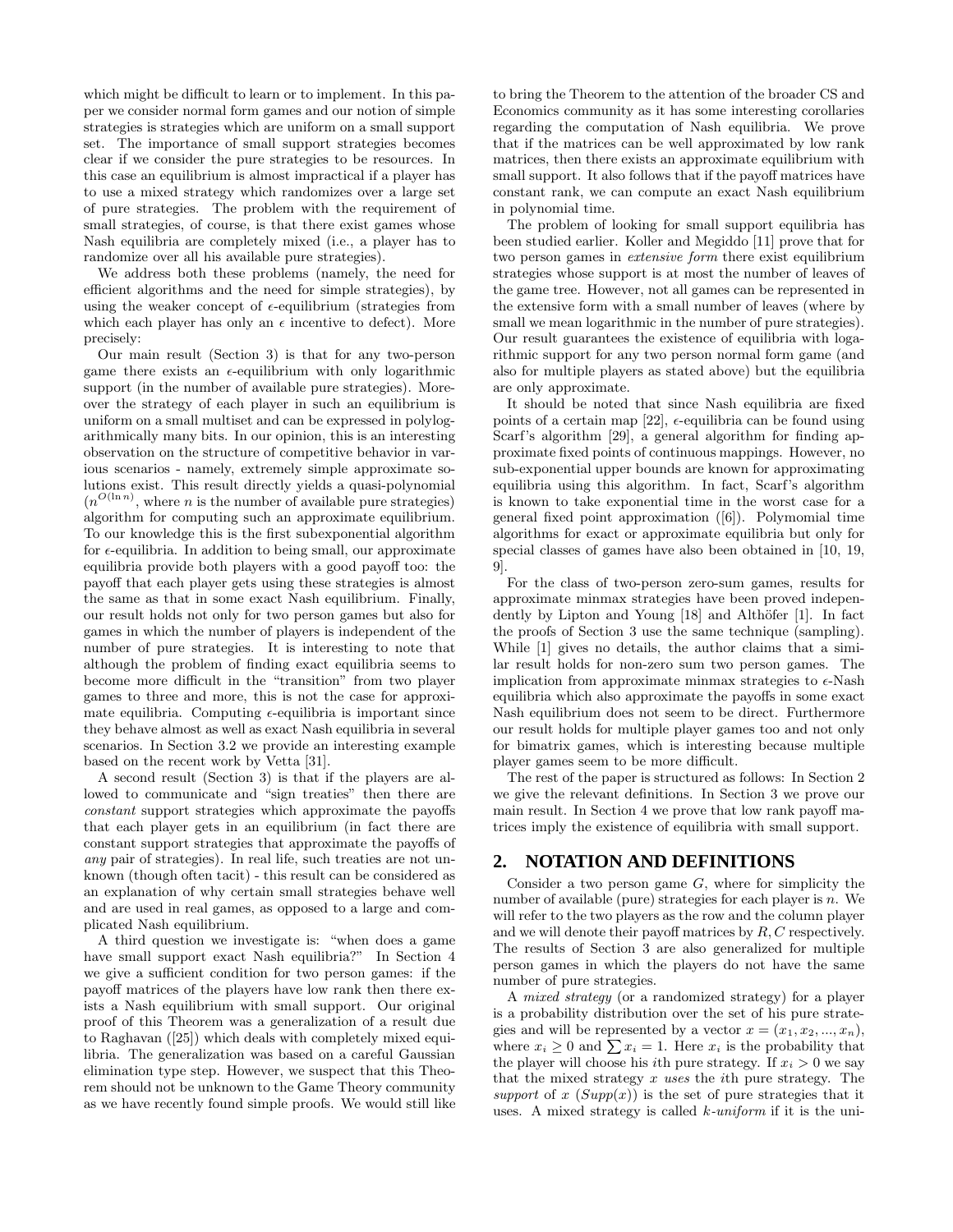which might be difficult to learn or to implement. In this paper we consider normal form games and our notion of simple strategies is strategies which are uniform on a small support set. The importance of small support strategies becomes clear if we consider the pure strategies to be resources. In this case an equilibrium is almost impractical if a player has to use a mixed strategy which randomizes over a large set of pure strategies. The problem with the requirement of small strategies, of course, is that there exist games whose Nash equilibria are completely mixed (i.e., a player has to randomize over all his available pure strategies).

We address both these problems (namely, the need for efficient algorithms and the need for simple strategies), by using the weaker concept of $\epsilon$-equilibrium (strategies from which each player has only an $\epsilon$ incentive to defect). More precisely:

Our main result (Section 3) is that for any two-person game there exists an $\epsilon$-equilibrium with only logarithmic support (in the number of available pure strategies). Moreover the strategy of each player in such an equilibrium is uniform on a small multiset and can be expressed in polylogarithmically many bits. In our opinion, this is an interesting observation on the structure of competitive behavior in various scenarios - namely, extremely simple approximate solutions exist. This result directly yields a quasi-polynomial ($n^{O(\ln n)}$, where $n$ is the number of available pure strategies) algorithm for computing such an approximate equilibrium. To our knowledge this is the first subexponential algorithm for $\epsilon$-equilibria. In addition to being small, our approximate equilibria provide both players with a good payoff too: the payoff that each player gets using these strategies is almost the same as that in some exact Nash equilibrium. Finally, our result holds not only for two person games but also for games in which the number of players is independent of the number of pure strategies. It is interesting to note that although the problem of finding exact equilibria seems to become more difficult in the "transition" from two player games to three and more, this is not the case for approximate equilibria. Computing $\epsilon$-equilibria is important since they behave almost as well as exact Nash equilibria in several scenarios. In Section 3.2 we provide an interesting example based on the recent work by Vetta [31].

A second result (Section 3) is that if the players are allowed to communicate and "sign treaties" then there are *constant* support strategies which approximate the payoffs that each player gets in an equilibrium (in fact there are constant support strategies that approximate the payoffs of *any* pair of strategies). In real life, such treaties are not unknown (though often tacit) - this result can be considered as an explanation of why certain small strategies behave well and are used in real games, as opposed to a large and complicated Nash equilibrium.

A third question we investigate is: "when does a game have small support exact Nash equilibria?" In Section 4 we give a sufficient condition for two person games: if the payoff matrices of the players have low rank then there exists a Nash equilibrium with small support. Our original proof of this Theorem was a generalization of a result due to Raghavan ([25]) which deals with completely mixed equilibria. The generalization was based on a careful Gaussian elimination type step. However, we suspect that this Theorem should not be unknown to the Game Theory community as we have recently found simple proofs. We would still like to bring the Theorem to the attention of the broader CS and Economics community as it has some interesting corollaries regarding the computation of Nash equilibria. We prove that if the matrices can be well approximated by low rank matrices, then there exists an approximate equilibrium with small support. It also follows that if the payoff matrices have constant rank, we can compute an exact Nash equilibrium in polynomial time.

The problem of looking for small support equilibria has been studied earlier. Koller and Megiddo [11] prove that for two person games in *extensive form* there exist equilibrium strategies whose support is at most the number of leaves of the game tree. However, not all games can be represented in the extensive form with a small number of leaves (where by small we mean logarithmic in the number of pure strategies). Our result guarantees the existence of equilibria with logarithmic support for any two person normal form game (and also for multiple players as stated above) but the equilibria are only approximate.

It should be noted that since Nash equilibria are fixed points of a certain map [22], $\epsilon$-equilibria can be found using Scarf's algorithm [29], a general algorithm for finding approximate fixed points of continuous mappings. However, no sub-exponential upper bounds are known for approximating equilibria using this algorithm. In fact, Scarf's algorithm is known to take exponential time in the worst case for a general fixed point approximation ([6]). Polymomial time algorithms for exact or approximate equilibria but only for special classes of games have also been obtained in [10, 19, 9].

For the class of two-person zero-sum games, results for approximate minmax strategies have been proved independently by Lipton and Young [18] and Althöfer [1]. In fact the proofs of Section 3 use the same technique (sampling). While [1] gives no details, the author claims that a similar result holds for non-zero sum two person games. The implication from approximate minmax strategies to $\epsilon$-Nash equilibria which also approximate the payoffs in some exact Nash equilibrium does not seem to be direct. Furthermore our result holds for multiple player games too and not only for bimatrix games, which is interesting because multiple player games seem to be more difficult.

The rest of the paper is structured as follows: In Section 2 we give the relevant definitions. In Section 3 we prove our main result. In Section 4 we prove that low rank payoff matrices imply the existence of equilibria with small support.

## 2. NOTATION AND DEFINITIONS

Consider a two person game $G$, where for simplicity the number of available (pure) strategies for each player is $n$. We will refer to the two players as the row and the column player and we will denote their payoff matrices by $R, C$ respectively. The results of Section 3 are also generalized for multiple person games in which the players do not have the same number of pure strategies.

A *mixed strategy* (or a randomized strategy) for a player is a probability distribution over the set of his pure strategies and will be represented by a vector $x = (x_1, x_2, ..., x_n)$, where $x_i \geq 0$ and $\sum x_i = 1$. Here $x_i$ is the probability that the player will choose his $i$th pure strategy. If $x_i > 0$ we say that the mixed strategy $x$ *uses* the $i$th pure strategy. The *support* of $x$ ($Supp(x)$) is the set of pure strategies that it uses. A mixed strategy is called *k-uniform* if it is the uni-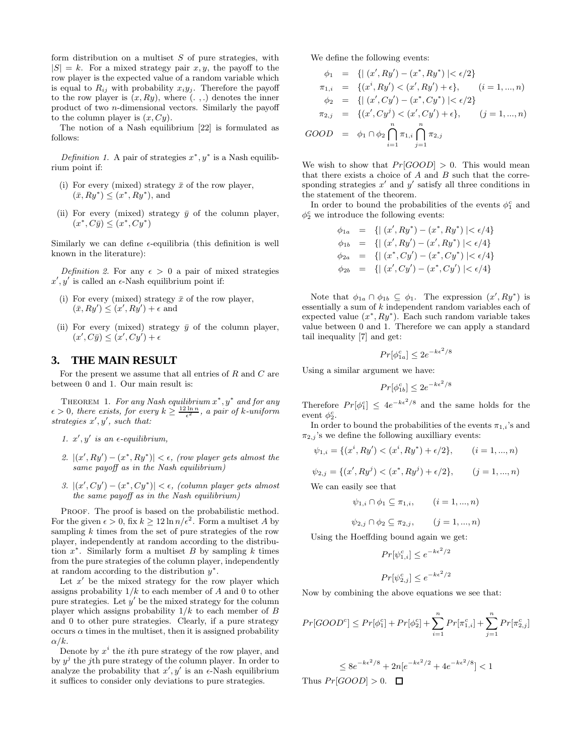form distribution on a multiset $S$ of pure strategies, with $|S| = k$. For a mixed strategy pair $x, y$, the payoff to the row player is the expected value of a random variable which is equal to $R_{ij}$ with probability $x_i y_j$. Therefore the payoff to the row player is $(x, Ry)$, where $(. \, , .)$ denotes the inner product of two $n$-dimensional vectors. Similarly the payoff to the column player is $(x, Cy)$.

The notion of a Nash equilibrium [22] is formulated as follows:

*Definition 1.* A pair of strategies $x^*, y^*$ is a Nash equilibrium point if:

(i) For every (mixed) strategy $\bar{x}$ of the row player, $(\bar{x}, Ry^*) \leq (x^*, Ry^*)$, and

(ii) For every (mixed) strategy $\bar{y}$ of the column player, $(x^*, C\bar{y}) \leq (x^*, Cy^*)$

Similarly we can define $\epsilon$-equilibria (this definition is well known in the literature):

*Definition 2.* For any $\epsilon > 0$ a pair of mixed strategies $x', y'$ is called an $\epsilon$-Nash equilibrium point if:

(i) For every (mixed) strategy $\bar{x}$ of the row player, $(\bar{x}, Ry') \leq (x', Ry') + \epsilon$ and

(ii) For every (mixed) strategy $\bar{y}$ of the column player, $(x', C\bar{y}) \leq (x', Cy') + \epsilon$

## 3. THE MAIN RESULT

For the present we assume that all entries of $R$ and $C$ are between 0 and 1. Our main result is:

THEOREM 1. *For any Nash equilibrium $x^*, y^*$ and for any $\epsilon > 0$, there exists, for every $k \geq \frac{12 \ln n}{\epsilon^2}$, a pair of $k$-uniform strategies $x', y'$, such that:*

1. *$x', y'$ is an $\epsilon$-equilibrium,*
2. *$|(x', Ry') - (x^*, Ry^*)| < \epsilon$, (row player gets almost the same payoff as in the Nash equilibrium)*
3. *$|(x', Cy') - (x^*, Cy^*)| < \epsilon$, (column player gets almost the same payoff as in the Nash equilibrium)*

PROOF. The proof is based on the probabilistic method. For the given $\epsilon > 0$, fix $k \geq 12 \ln n / \epsilon^2$. Form a multiset $A$ by sampling $k$ times from the set of pure strategies of the row player, independently at random according to the distribution $x^*$. Similarly form a multiset $B$ by sampling $k$ times from the pure strategies of the column player, independently at random according to the distribution $y^*$.

Let $x'$ be the mixed strategy for the row player which assigns probability $1/k$ to each member of $A$ and 0 to other pure strategies. Let $y'$ be the mixed strategy for the column player which assigns probability $1/k$ to each member of $B$ and 0 to other pure strategies. Clearly, if a pure strategy occurs $\alpha$ times in the multiset, then it is assigned probability $\alpha/k$.

Denote by $x^i$ the $i$th pure strategy of the row player, and by $y^j$ the $j$th pure strategy of the column player. In order to analyze the probability that $x', y'$ is an $\epsilon$-Nash equilibrium it suffices to consider only deviations to pure strategies.

We define the following events:

$$
\begin{aligned}
\phi_1 &= \{| (x', Ry') - (x^*, Ry^*) | < \epsilon/2\} \\
\pi_{1,i} &= \{(x^i, Ry') < (x', Ry') + \epsilon\}, \qquad (i = 1, ..., n) \\
\phi_2 &= \{| (x', Cy') - (x^*, Cy^*) | < \epsilon/2\} \\
\pi_{2,j} &= \{(x', Cy^j) < (x', Cy') + \epsilon\}, \qquad (j = 1, ..., n) \\
GOOD &= \phi_1 \cap \phi_2 \bigcap_{i=1}^{n} \pi_{1,i} \bigcap_{j=1}^{n} \pi_{2,j}
\end{aligned}
$$

We wish to show that $Pr[GOOD] > 0$. This would mean that there exists a choice of $A$ and $B$ such that the corresponding strategies $x'$ and $y'$ satisfy all three conditions in the statement of the theorem.

In order to bound the probabilities of the events $\phi_1^c$ and $\phi_2^c$ we introduce the following events:

$$
\begin{aligned}
\phi_{1a} &= \{| (x', Ry^*) - (x^*, Ry^*) | < \epsilon/4\} \\
\phi_{1b} &= \{| (x', Ry') - (x', Ry^*) | < \epsilon/4\} \\
\phi_{2a} &= \{| (x^*, Cy') - (x^*, Cy^*) | < \epsilon/4\} \\
\phi_{2b} &= \{| (x', Cy') - (x^*, Cy') | < \epsilon/4\}
\end{aligned}
$$

Note that $\phi_{1a} \cap \phi_{1b} \subseteq \phi_1$. The expression $(x', Ry^*)$ is essentially a sum of $k$ independent random variables each of expected value $(x^*, Ry^*)$. Each such random variable takes value between 0 and 1. Therefore we can apply a standard tail inequality [7] and get:

$$Pr[\phi_{1a}^c] \leq 2e^{-k\epsilon^2/8}$$

Using a similar argument we have:

$$Pr[\phi_{1b}^c] \leq 2e^{-k\epsilon^2/8}$$

Therefore $Pr[\phi_1^c] \leq 4e^{-k\epsilon^2/8}$ and the same holds for the event $\phi_2^c$.

In order to bound the probabilities of the events $\pi_{1,i}$'s and $\pi_{2,j}$'s we define the following auxilliary events:

$$\psi_{1,i} = \{(x^i, Ry') < (x^i, Ry^*) + \epsilon/2\}, \qquad (i = 1, ..., n)$$

$$\psi_{2,j} = \{(x', Ry^j) < (x^*, Ry^j) + \epsilon/2\}, \qquad (j = 1, ..., n)$$

We can easily see that

$$\psi_{1,i} \cap \phi_1 \subseteq \pi_{1,i}, \qquad (i = 1, ..., n)$$

$$\psi_{2,j} \cap \phi_2 \subseteq \pi_{2,j}, \qquad (j = 1, ..., n)$$

Using the Hoeffding bound again we get:

$$Pr[\psi_{1,i}^c] \leq e^{-k\epsilon^2/2}$$

$$Pr[\psi_{2,j}^c] \leq e^{-k\epsilon^2/2}$$

Now by combining the above equations we see that:

$$Pr[GOOD^c] \leq Pr[\phi_1^c] + Pr[\phi_2^c] + \sum_{i=1}^{n} Pr[\pi_{1,i}^c] + \sum_{j=1}^{n} Pr[\pi_{2,j}^c]$$

$$\leq 8e^{-k\epsilon^2/8} + 2n[e^{-k\epsilon^2/2} + 4e^{-k\epsilon^2/8}] < 1$$

Thus $Pr[GOOD] > 0$. $\square$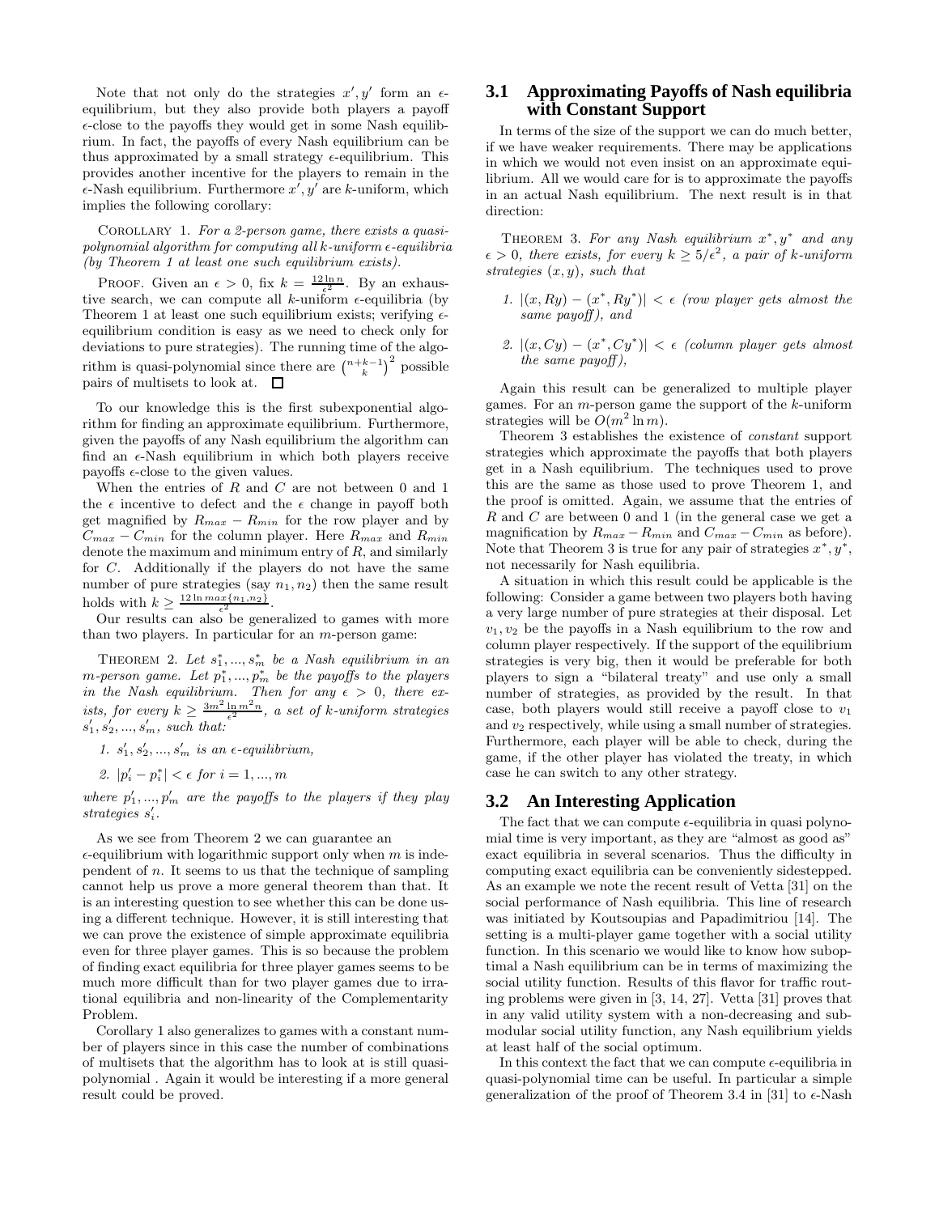Note that not only do the strategies $x', y'$ form an $\epsilon$-equilibrium, but they also provide both players a payoff $\epsilon$-close to the payoffs they would get in some Nash equilibrium. In fact, the payoffs of every Nash equilibrium can be thus approximated by a small strategy $\epsilon$-equilibrium. This provides another incentive for the players to remain in the $\epsilon$-Nash equilibrium. Furthermore $x', y'$ are $k$-uniform, which implies the following corollary:

Corollary 1. *For a 2-person game, there exists a quasi-polynomial algorithm for computing all $k$-uniform $\epsilon$-equilibria (by Theorem 1 at least one such equilibrium exists).*

Proof. Given an $\epsilon > 0$, fix $k = \frac{12 \ln n}{\epsilon^2}$. By an exhaustive search, we can compute all $k$-uniform $\epsilon$-equilibria (by Theorem 1 at least one such equilibrium exists; verifying $\epsilon$-equilibrium condition is easy as we need to check only for deviations to pure strategies). The running time of the algorithm is quasi-polynomial since there are $\binom{n+k-1}{k}^2$ possible pairs of multisets to look at. $\square$

To our knowledge this is the first subexponential algorithm for finding an approximate equilibrium. Furthermore, given the payoffs of any Nash equilibrium the algorithm can find an $\epsilon$-Nash equilibrium in which both players receive payoffs $\epsilon$-close to the given values.

When the entries of $R$ and $C$ are not between 0 and 1 the $\epsilon$ incentive to defect and the $\epsilon$ change in payoff both get magnified by $R_{max} - R_{min}$ for the row player and by $C_{max} - C_{min}$ for the column player. Here $R_{max}$ and $R_{min}$ denote the maximum and minimum entry of $R$, and similarly for $C$. Additionally if the players do not have the same number of pure strategies (say $n_1, n_2$) then the same result holds with $k \geq \frac{12 \ln max\{n_1, n_2\}}{\epsilon^2}$.

Our results can also be generalized to games with more than two players. In particular for an $m$-person game:

Theorem 2. *Let $s_1^*, ..., s_m^*$ be a Nash equilibrium in an $m$-person game. Let $p_1^*, ..., p_m^*$ be the payoffs to the players in the Nash equilibrium. Then for any $\epsilon > 0$, there exists, for every $k \geq \frac{3m^2 \ln m^2 n}{\epsilon^2}$, a set of $k$-uniform strategies $s_1', s_2', ..., s_m'$, such that:*

1. *$s_1', s_2', ..., s_m'$ is an $\epsilon$-equilibrium,*
2. *$|p_i' - p_i^*| < \epsilon$ for $i = 1, ..., m$*

*where $p_1', ..., p_m'$ are the payoffs to the players if they play strategies $s_i'$.*

As we see from Theorem 2 we can guarantee an $\epsilon$-equilibrium with logarithmic support only when $m$ is independent of $n$. It seems to us that the technique of sampling cannot help us prove a more general theorem than that. It is an interesting question to see whether this can be done using a different technique. However, it is still interesting that we can prove the existence of simple approximate equilibria even for three player games. This is so because the problem of finding exact equilibria for three player games seems to be much more difficult than for two player games due to irrational equilibria and non-linearity of the Complementarity Problem.

Corollary 1 also generalizes to games with a constant number of players since in this case the number of combinations of multisets that the algorithm has to look at is still quasi-polynomial . Again it would be interesting if a more general result could be proved.

### 3.1 Approximating Payoffs of Nash equilibria with Constant Support

In terms of the size of the support we can do much better, if we have weaker requirements. There may be applications in which we would not even insist on an approximate equilibrium. All we would care for is to approximate the payoffs in an actual Nash equilibrium. The next result is in that direction:

Theorem 3. *For any Nash equilibrium $x^*, y^*$ and any $\epsilon > 0$, there exists, for every $k \geq 5/\epsilon^2$, a pair of $k$-uniform strategies $(x, y)$, such that*

1. *$|(x, Ry) - (x^*, Ry^*)| < \epsilon$ (row player gets almost the same payoff), and*
2. *$|(x, Cy) - (x^*, Cy^*)| < \epsilon$ (column player gets almost the same payoff),*

Again this result can be generalized to multiple player games. For an $m$-person game the support of the $k$-uniform strategies will be $O(m^2 \ln m)$.

Theorem 3 establishes the existence of *constant* support strategies which approximate the payoffs that both players get in a Nash equilibrium. The techniques used to prove this are the same as those used to prove Theorem 1, and the proof is omitted. Again, we assume that the entries of $R$ and $C$ are between 0 and 1 (in the general case we get a magnification by $R_{max} - R_{min}$ and $C_{max} - C_{min}$ as before). Note that Theorem 3 is true for any pair of strategies $x^*, y^*$, not necessarily for Nash equilibria.

A situation in which this result could be applicable is the following: Consider a game between two players both having a very large number of pure strategies at their disposal. Let $v_1, v_2$ be the payoffs in a Nash equilibrium to the row and column player respectively. If the support of the equilibrium strategies is very big, then it would be preferable for both players to sign a "bilateral treaty" and use only a small number of strategies, as provided by the result. In that case, both players would still receive a payoff close to $v_1$ and $v_2$ respectively, while using a small number of strategies. Furthermore, each player will be able to check, during the game, if the other player has violated the treaty, in which case he can switch to any other strategy.

### 3.2 An Interesting Application

The fact that we can compute $\epsilon$-equilibria in quasi polynomial time is very important, as they are "almost as good as" exact equilibria in several scenarios. Thus the difficulty in computing exact equilibria can be conveniently sidestepped. As an example we note the recent result of Vetta [31] on the social performance of Nash equilibria. This line of research was initiated by Koutsoupias and Papadimitriou [14]. The setting is a multi-player game together with a social utility function. In this scenario we would like to know how suboptimal a Nash equilibrium can be in terms of maximizing the social utility function. Results of this flavor for traffic routing problems were given in [3, 14, 27]. Vetta [31] proves that in any valid utility system with a non-decreasing and submodular social utility function, any Nash equilibrium yields at least half of the social optimum.

In this context the fact that we can compute $\epsilon$-equilibria in quasi-polynomial time can be useful. In particular a simple generalization of the proof of Theorem 3.4 in [31] to $\epsilon$-Nash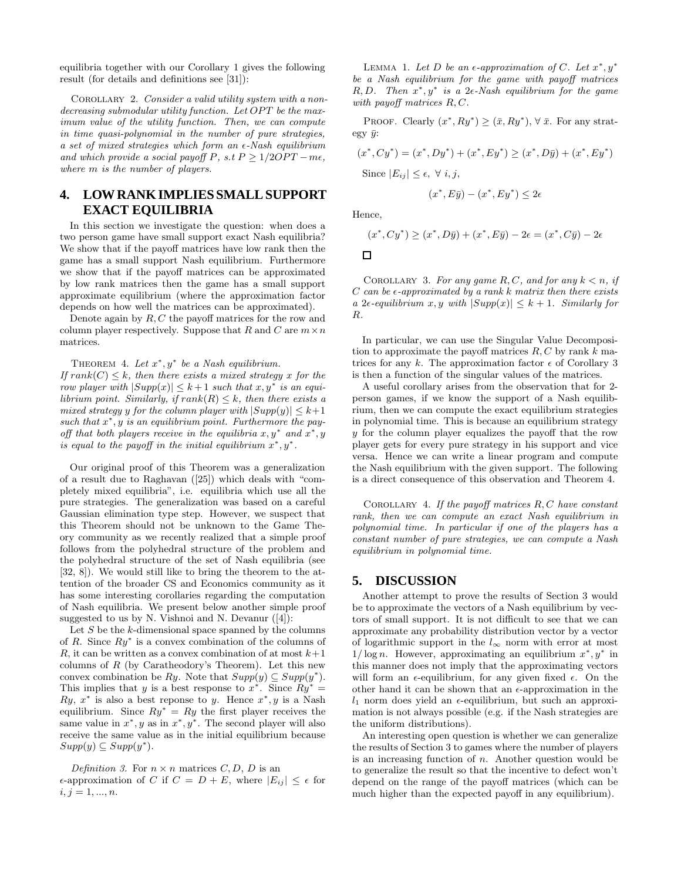equilibria together with our Corollary 1 gives the following result (for details and definitions see [31]):

Corollary 2. *Consider a valid utility system with a non-decreasing submodular utility function. Let $OPT$ be the maximum value of the utility function. Then, we can compute in time quasi-polynomial in the number of pure strategies, a set of mixed strategies which form an $\epsilon$-Nash equilibrium and which provide a social payoff $P$, s.t $P \geq 1/2OPT - m\epsilon$, where $m$ is the number of players.*

## 4. LOW RANK IMPLIES SMALL SUPPORT EXACT EQUILIBRIA

In this section we investigate the question: when does a two person game have small support exact Nash equilibria? We show that if the payoff matrices have low rank then the game has a small support Nash equilibrium. Furthermore we show that if the payoff matrices can be approximated by low rank matrices then the game has a small support approximate equilibrium (where the approximation factor depends on how well the matrices can be approximated).

Denote again by $R, C$ the payoff matrices for the row and column player respectively. Suppose that $R$ and $C$ are $m \times n$ matrices.

Theorem 4. *Let $x^*, y^*$ be a Nash equilibrium. If $rank(C) \leq k$, then there exists a mixed strategy $x$ for the row player with $|Supp(x)| \leq k+1$ such that $x, y^*$ is an equilibrium point. Similarly, if $rank(R) \leq k$, then there exists a mixed strategy $y$ for the column player with $|Supp(y)| \leq k+1$ such that $x^*, y$ is an equilibrium point. Furthermore the payoff that both players receive in the equilibria $x, y^*$ and $x^*, y$ is equal to the payoff in the initial equilibrium $x^*, y^*$.*

Our original proof of this Theorem was a generalization of a result due to Raghavan ([25]) which deals with "completely mixed equilibria", i.e. equilibria which use all the pure strategies. The generalization was based on a careful Gaussian elimination type step. However, we suspect that this Theorem should not be unknown to the Game Theory community as we recently realized that a simple proof follows from the polyhedral structure of the problem and the polyhedral structure of the set of Nash equilibria (see [32, 8]). We would still like to bring the theorem to the attention of the broader CS and Economics community as it has some interesting corollaries regarding the computation of Nash equilibria. We present below another simple proof suggested to us by N. Vishnoi and N. Devanur ([4]):

Let $S$ be the $k$-dimensional space spanned by the columns of $R$. Since $Ry^*$ is a convex combination of the columns of $R$, it can be written as a convex combination of at most $k+1$ columns of $R$ (by Caratheodory's Theorem). Let this new convex combination be $Ry$. Note that $Supp(y) \subseteq Supp(y^*)$. This implies that $y$ is a best response to $x^*$. Since $Ry^* = Ry$, $x^*$ is also a best reponse to $y$. Hence $x^*, y$ is a Nash equilibrium. Since $Ry^* = Ry$ the first player receives the same value in $x^*, y$ as in $x^*, y^*$. The second player will also receive the same value as in the initial equilibrium because $Supp(y) \subseteq Supp(y^*)$.

*Definition 3.* For $n \times n$ matrices $C, D$, $D$ is an $\epsilon$-approximation of $C$ if $C = D + E$, where $|E_{ij}| \leq \epsilon$ for $i, j = 1, ..., n$.

Lemma 1. *Let $D$ be an $\epsilon$-approximation of $C$. Let $x^*, y^*$ be a Nash equilibrium for the game with payoff matrices $R, D$. Then $x^*, y^*$ is a $2\epsilon$-Nash equilibrium for the game with payoff matrices $R, C$.*

Proof. Clearly $(x^*, Ry^*) \geq (\bar{x}, Ry^*), \forall \bar{x}$. For any strategy $\bar{y}$:

$$(x^*, Cy^*) = (x^*, Dy^*) + (x^*, Ey^*) \geq (x^*, D\bar{y}) + (x^*, Ey^*)$$

Since $|E_{ij}| \leq \epsilon, \ \forall \ i, j$,

$$(x^*, E\bar{y}) - (x^*, Ey^*) \leq 2\epsilon$$

Hence,

$$(x^*, Cy^*) \geq (x^*, D\bar{y}) + (x^*, E\bar{y}) - 2\epsilon = (x^*, C\bar{y}) - 2\epsilon$$

□

Corollary 3. *For any game $R, C$, and for any $k < n$, if $C$ can be $\epsilon$-approximated by a rank $k$ matrix then there exists a $2\epsilon$-equilibrium $x, y$ with $|Supp(x)| \leq k+1$. Similarly for $R$.*

In particular, we can use the Singular Value Decomposition to approximate the payoff matrices $R, C$ by rank $k$ matrices for any $k$. The approximation factor $\epsilon$ of Corollary 3 is then a function of the singular values of the matrices.

A useful corollary arises from the observation that for 2-person games, if we know the support of a Nash equilibrium, then we can compute the exact equilibrium strategies in polynomial time. This is because an equilibrium strategy $y$ for the column player equalizes the payoff that the row player gets for every pure strategy in his support and vice versa. Hence we can write a linear program and compute the Nash equilibrium with the given support. The following is a direct consequence of this observation and Theorem 4.

Corollary 4. *If the payoff matrices $R, C$ have constant rank, then we can compute an exact Nash equilibrium in polynomial time. In particular if one of the players has a constant number of pure strategies, we can compute a Nash equilibrium in polynomial time.*

## 5. DISCUSSION

Another attempt to prove the results of Section 3 would be to approximate the vectors of a Nash equilibrium by vectors of small support. It is not difficult to see that we can approximate any probability distribution vector by a vector of logarithmic support in the $l_\infty$ norm with error at most $1/\log n$. However, approximating an equilibrium $x^*, y^*$ in this manner does not imply that the approximating vectors will form an $\epsilon$-equilibrium, for any given fixed $\epsilon$. On the other hand it can be shown that an $\epsilon$-approximation in the $l_1$ norm does yield an $\epsilon$-equilibrium, but such an approximation is not always possible (e.g. if the Nash strategies are the uniform distributions).

An interesting open question is whether we can generalize the results of Section 3 to games where the number of players is an increasing function of $n$. Another question would be to generalize the result so that the incentive to defect won't depend on the range of the payoff matrices (which can be much higher than the expected payoff in any equilibrium).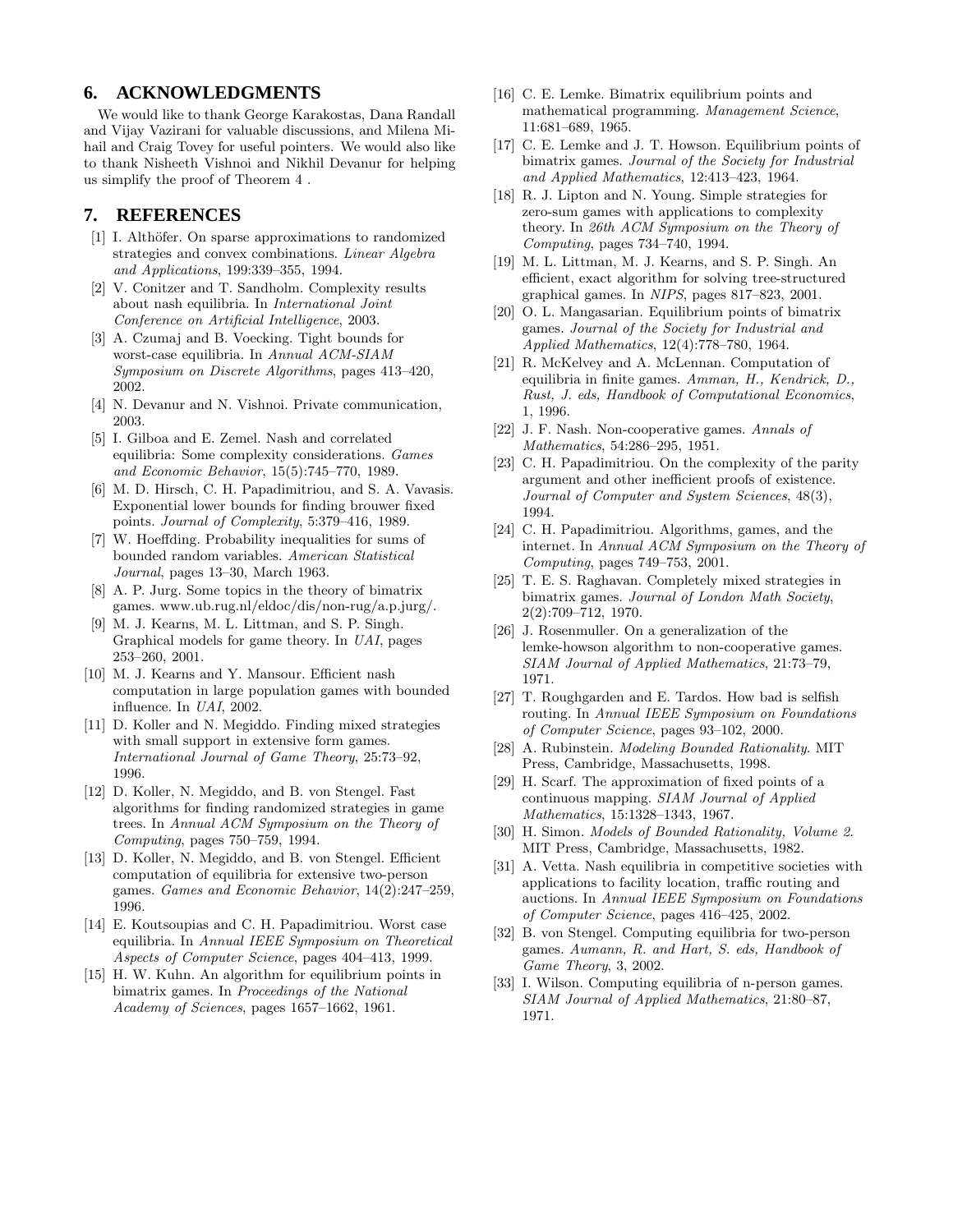## 6. ACKNOWLEDGMENTS

We would like to thank George Karakostas, Dana Randall and Vijay Vazirani for valuable discussions, and Milena Mihail and Craig Tovey for useful pointers. We would also like to thank Nisheeth Vishnoi and Nikhil Devanur for helping us simplify the proof of Theorem 4 .

## 7. REFERENCES

[1] I. Althöfer. On sparse approximations to randomized strategies and convex combinations. *Linear Algebra and Applications*, 199:339–355, 1994.

[2] V. Conitzer and T. Sandholm. Complexity results about nash equilibria. In *International Joint Conference on Artificial Intelligence*, 2003.

[3] A. Czumaj and B. Voecking. Tight bounds for worst-case equilibria. In *Annual ACM-SIAM Symposium on Discrete Algorithms*, pages 413–420, 2002.

[4] N. Devanur and N. Vishnoi. Private communication, 2003.

[5] I. Gilboa and E. Zemel. Nash and correlated equilibria: Some complexity considerations. *Games and Economic Behavior*, 15(5):745–770, 1989.

[6] M. D. Hirsch, C. H. Papadimitriou, and S. A. Vavasis. Exponential lower bounds for finding brouwer fixed points. *Journal of Complexity*, 5:379–416, 1989.

[7] W. Hoeffding. Probability inequalities for sums of bounded random variables. *American Statistical Journal*, pages 13–30, March 1963.

[8] A. P. Jurg. Some topics in the theory of bimatrix games. www.ub.rug.nl/eldoc/dis/non-rug/a.p.jurg/.

[9] M. J. Kearns, M. L. Littman, and S. P. Singh. Graphical models for game theory. In *UAI*, pages 253–260, 2001.

[10] M. J. Kearns and Y. Mansour. Efficient nash computation in large population games with bounded influence. In *UAI*, 2002.

[11] D. Koller and N. Megiddo. Finding mixed strategies with small support in extensive form games. *International Journal of Game Theory*, 25:73–92, 1996.

[12] D. Koller, N. Megiddo, and B. von Stengel. Fast algorithms for finding randomized strategies in game trees. In *Annual ACM Symposium on the Theory of Computing*, pages 750–759, 1994.

[13] D. Koller, N. Megiddo, and B. von Stengel. Efficient computation of equilibria for extensive two-person games. *Games and Economic Behavior*, 14(2):247–259, 1996.

[14] E. Koutsoupias and C. H. Papadimitriou. Worst case equilibria. In *Annual IEEE Symposium on Theoretical Aspects of Computer Science*, pages 404–413, 1999.

[15] H. W. Kuhn. An algorithm for equilibrium points in bimatrix games. In *Proceedings of the National Academy of Sciences*, pages 1657–1662, 1961.

[16] C. E. Lemke. Bimatrix equilibrium points and mathematical programming. *Management Science*, 11:681–689, 1965.

[17] C. E. Lemke and J. T. Howson. Equilibrium points of bimatrix games. *Journal of the Society for Industrial and Applied Mathematics*, 12:413–423, 1964.

[18] R. J. Lipton and N. Young. Simple strategies for zero-sum games with applications to complexity theory. In *26th ACM Symposium on the Theory of Computing*, pages 734–740, 1994.

[19] M. L. Littman, M. J. Kearns, and S. P. Singh. An efficient, exact algorithm for solving tree-structured graphical games. In *NIPS*, pages 817–823, 2001.

[20] O. L. Mangasarian. Equilibrium points of bimatrix games. *Journal of the Society for Industrial and Applied Mathematics*, 12(4):778–780, 1964.

[21] R. McKelvey and A. McLennan. Computation of equilibria in finite games. *Amman, H., Kendrick, D., Rust, J. eds, Handbook of Computational Economics*, 1, 1996.

[22] J. F. Nash. Non-cooperative games. *Annals of Mathematics*, 54:286–295, 1951.

[23] C. H. Papadimitriou. On the complexity of the parity argument and other inefficient proofs of existence. *Journal of Computer and System Sciences*, 48(3), 1994.

[24] C. H. Papadimitriou. Algorithms, games, and the internet. In *Annual ACM Symposium on the Theory of Computing*, pages 749–753, 2001.

[25] T. E. S. Raghavan. Completely mixed strategies in bimatrix games. *Journal of London Math Society*, 2(2):709–712, 1970.

[26] J. Rosenmuller. On a generalization of the lemke-howson algorithm to non-cooperative games. *SIAM Journal of Applied Mathematics*, 21:73–79, 1971.

[27] T. Roughgarden and E. Tardos. How bad is selfish routing. In *Annual IEEE Symposium on Foundations of Computer Science*, pages 93–102, 2000.

[28] A. Rubinstein. *Modeling Bounded Rationality*. MIT Press, Cambridge, Massachusetts, 1998.

[29] H. Scarf. The approximation of fixed points of a continuous mapping. *SIAM Journal of Applied Mathematics*, 15:1328–1343, 1967.

[30] H. Simon. *Models of Bounded Rationality, Volume 2*. MIT Press, Cambridge, Massachusetts, 1982.

[31] A. Vetta. Nash equilibria in competitive societies with applications to facility location, traffic routing and auctions. In *Annual IEEE Symposium on Foundations of Computer Science*, pages 416–425, 2002.

[32] B. von Stengel. Computing equilibria for two-person games. *Aumann, R. and Hart, S. eds, Handbook of Game Theory*, 3, 2002.

[33] I. Wilson. Computing equilibria of n-person games. *SIAM Journal of Applied Mathematics*, 21:80–87, 1971.